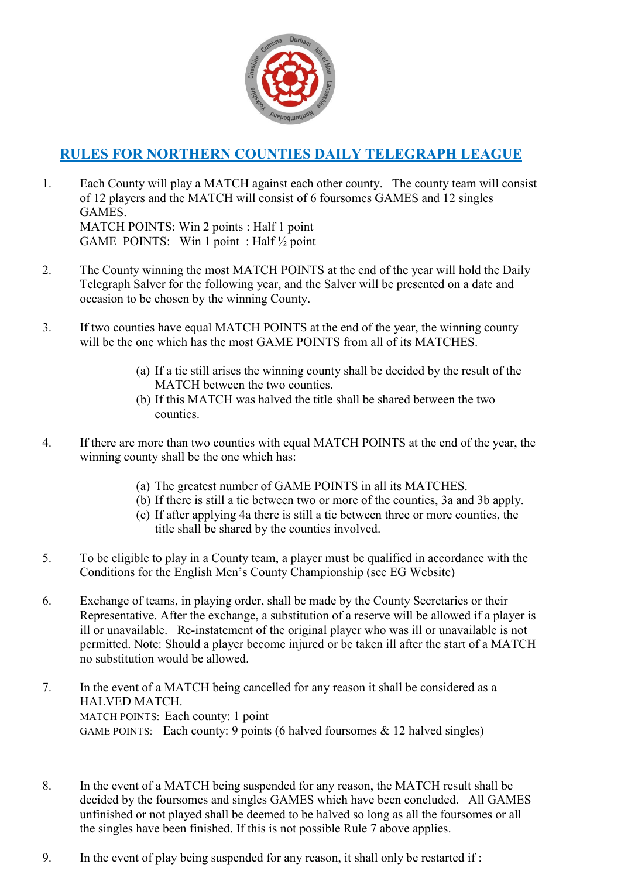## RULES FOR NORTHERN COUNTIES DAILY TELEGRAPH LEAGUE

1. Each County will play a MATCH against each other county. The county team will consist of 12 players and the MATCH will consist of 6 foursomes GAMES and 12 singles GAMES.
   MATCH POINTS: Win 2 points : Half 1 point
   GAME POINTS: Win 1 point : Half ½ point

2. The County winning the most MATCH POINTS at the end of the year will hold the Daily Telegraph Salver for the following year, and the Salver will be presented on a date and occasion to be chosen by the winning County.

3. If two counties have equal MATCH POINTS at the end of the year, the winning county will be the one which has the most GAME POINTS from all of its MATCHES.
   - (a) If a tie still arises the winning county shall be decided by the result of the MATCH between the two counties.
   - (b) If this MATCH was halved the title shall be shared between the two counties.

4. If there are more than two counties with equal MATCH POINTS at the end of the year, the winning county shall be the one which has:
   - (a) The greatest number of GAME POINTS in all its MATCHES.
   - (b) If there is still a tie between two or more of the counties, 3a and 3b apply.
   - (c) If after applying 4a there is still a tie between three or more counties, the title shall be shared by the counties involved.

5. To be eligible to play in a County team, a player must be qualified in accordance with the Conditions for the English Men's County Championship (see EG Website)

6. Exchange of teams, in playing order, shall be made by the County Secretaries or their Representative. After the exchange, a substitution of a reserve will be allowed if a player is ill or unavailable. Re-instatement of the original player who was ill or unavailable is not permitted. Note: Should a player become injured or be taken ill after the start of a MATCH no substitution would be allowed.

7. In the event of a MATCH being cancelled for any reason it shall be considered as a HALVED MATCH.
   MATCH POINTS: Each county: 1 point
   GAME POINTS: Each county: 9 points (6 halved foursomes & 12 halved singles)

8. In the event of a MATCH being suspended for any reason, the MATCH result shall be decided by the foursomes and singles GAMES which have been concluded. All GAMES unfinished or not played shall be deemed to be halved so long as all the foursomes or all the singles have been finished. If this is not possible Rule 7 above applies.

9. In the event of play being suspended for any reason, it shall only be restarted if :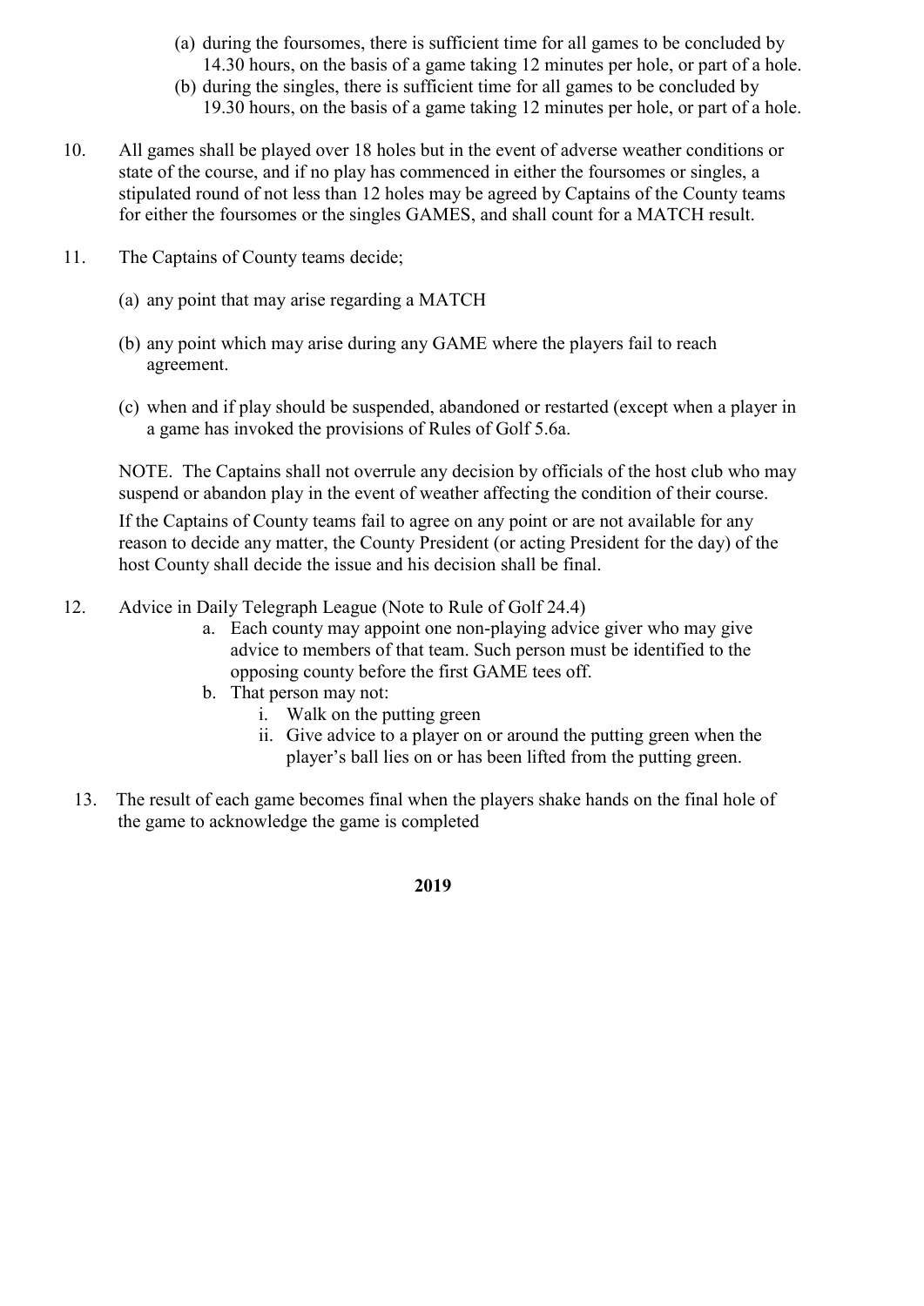(a) during the foursomes, there is sufficient time for all games to be concluded by 14.30 hours, on the basis of a game taking 12 minutes per hole, or part of a hole.

(b) during the singles, there is sufficient time for all games to be concluded by 19.30 hours, on the basis of a game taking 12 minutes per hole, or part of a hole.

10. All games shall be played over 18 holes but in the event of adverse weather conditions or state of the course, and if no play has commenced in either the foursomes or singles, a stipulated round of not less than 12 holes may be agreed by Captains of the County teams for either the foursomes or the singles GAMES, and shall count for a MATCH result.

11. The Captains of County teams decide;

    (a) any point that may arise regarding a MATCH

    (b) any point which may arise during any GAME where the players fail to reach agreement.

    (c) when and if play should be suspended, abandoned or restarted (except when a player in a game has invoked the provisions of Rules of Golf 5.6a.

    NOTE. The Captains shall not overrule any decision by officials of the host club who may suspend or abandon play in the event of weather affecting the condition of their course.

    If the Captains of County teams fail to agree on any point or are not available for any reason to decide any matter, the County President (or acting President for the day) of the host County shall decide the issue and his decision shall be final.

12. Advice in Daily Telegraph League (Note to Rule of Golf 24.4)

    a. Each county may appoint one non-playing advice giver who may give advice to members of that team. Such person must be identified to the opposing county before the first GAME tees off.
    b. That person may not:
        i. Walk on the putting green
        ii. Give advice to a player on or around the putting green when the player's ball lies on or has been lifted from the putting green.

13. The result of each game becomes final when the players shake hands on the final hole of the game to acknowledge the game is completed

**2019**